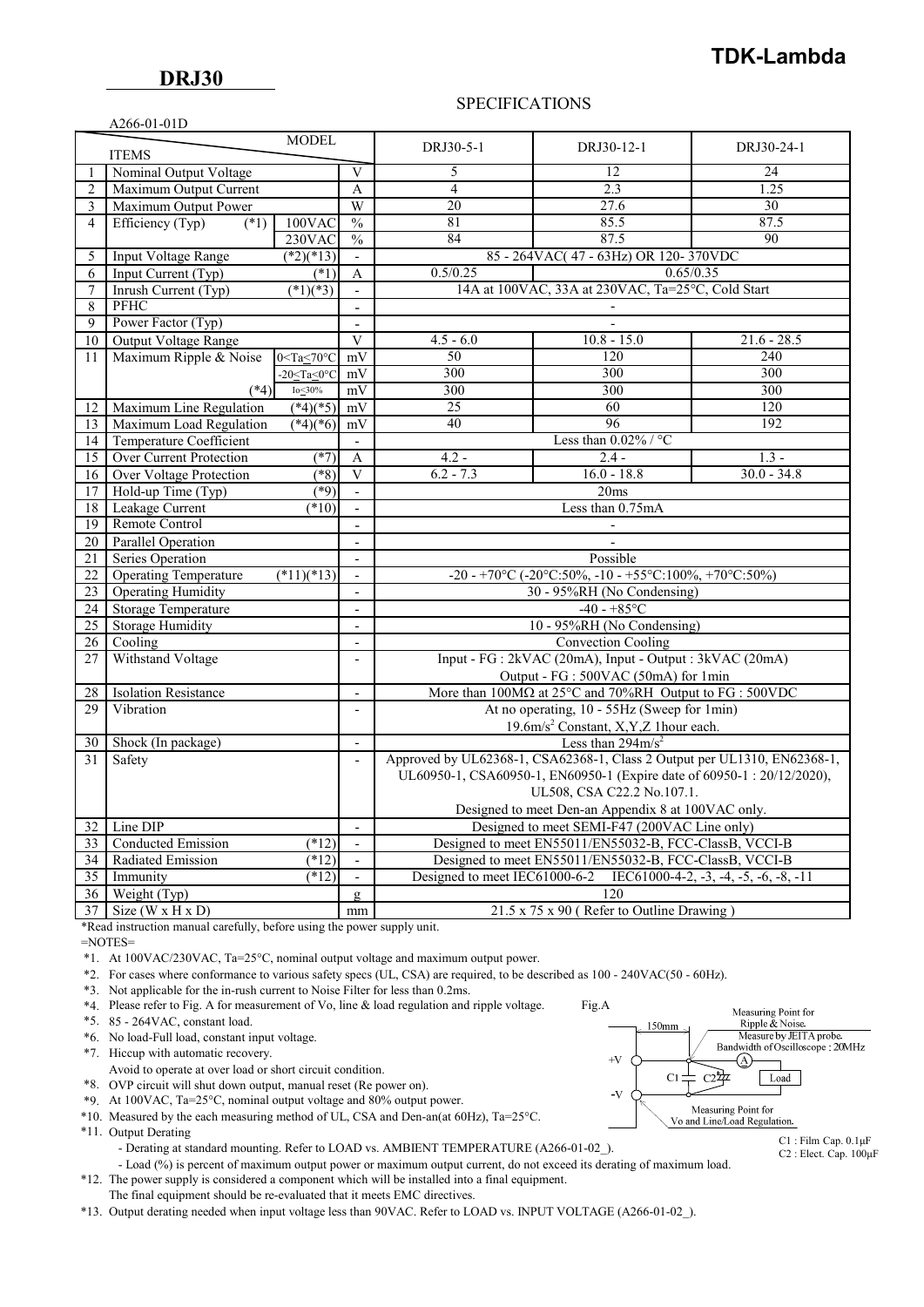# DRJ30

TDK-Lambda

## SPECIFICATIONS

A266-01-01D

| | ITEMS / MODEL | | | DRJ30-5-1 | DRJ30-12-1 | DRJ30-24-1 |
|---|---|---|---|---|---|---|
| 1 | Nominal Output Voltage | | V | 5 | 12 | 24 |
| 2 | Maximum Output Current | | A | 4 | 2.3 | 1.25 |
| 3 | Maximum Output Power | | W | 20 | 27.6 | 30 |
| 4 | Efficiency (Typ) (*1) | 100VAC | % | 81 | 85.5 | 87.5 |
| | | 230VAC | % | 84 | 87.5 | 90 |
| 5 | Input Voltage Range | (*2)(*13) | - | 85 - 264VAC( 47 - 63Hz) OR 120- 370VDC | | |
| 6 | Input Current (Typ) | (*1) | A | 0.5/0.25 | 0.65/0.35 | |
| 7 | Inrush Current (Typ) | (*1)(*3) | - | 14A at 100VAC, 33A at 230VAC, Ta=25°C, Cold Start | | |
| 8 | PFHC | | - | - | | |
| 9 | Power Factor (Typ) | | - | - | | |
| 10 | Output Voltage Range | | V | 4.5 - 6.0 | 10.8 - 15.0 | 21.6 - 28.5 |
| 11 | Maximum Ripple & Noise | 0<Ta≤70°C | mV | 50 | 120 | 240 |
| | | -20≤Ta≤0°C | mV | 300 | 300 | 300 |
| | (*4) | Io≤30% | mV | 300 | 300 | 300 |
| 12 | Maximum Line Regulation | (*4)(*5) | mV | 25 | 60 | 120 |
| 13 | Maximum Load Regulation | (*4)(*6) | mV | 40 | 96 | 192 |
| 14 | Temperature Coefficient | | - | Less than 0.02% / °C | | |
| 15 | Over Current Protection | (*7) | A | 4.2 - | 2.4 - | 1.3 - |
| 16 | Over Voltage Protection | (*8) | V | 6.2 - 7.3 | 16.0 - 18.8 | 30.0 - 34.8 |
| 17 | Hold-up Time (Typ) | (*9) | - | 20ms | | |
| 18 | Leakage Current | (*10) | - | Less than 0.75mA | | |
| 19 | Remote Control | | - | - | | |
| 20 | Parallel Operation | | - | - | | |
| 21 | Series Operation | | - | Possible | | |
| 22 | Operating Temperature | (*11)(*13) | - | -20 - +70°C (-20°C:50%, -10 - +55°C:100%, +70°C:50%) | | |
| 23 | Operating Humidity | | - | 30 - 95%RH (No Condensing) | | |
| 24 | Storage Temperature | | - | -40 - +85°C | | |
| 25 | Storage Humidity | | - | 10 - 95%RH (No Condensing) | | |
| 26 | Cooling | | - | Convection Cooling | | |
| 27 | Withstand Voltage | | - | Input - FG : 2kVAC (20mA), Input - Output : 3kVAC (20mA) Output - FG : 500VAC (50mA) for 1min | | |
| 28 | Isolation Resistance | | - | More than 100MΩ at 25°C and 70%RH Output to FG : 500VDC | | |
| 29 | Vibration | | - | At no operating, 10 - 55Hz (Sweep for 1min) 19.6m/s² Constant, X,Y,Z 1hour each. | | |
| 30 | Shock (In package) | | - | Less than 294m/s² | | |
| 31 | Safety | | - | Approved by UL62368-1, CSA62368-1, Class 2 Output per UL1310, EN62368-1, UL60950-1, CSA60950-1, EN60950-1 (Expire date of 60950-1 : 20/12/2020), UL508, CSA C22.2 No.107.1. Designed to meet Den-an Appendix 8 at 100VAC only. | | |
| 32 | Line DIP | | - | Designed to meet SEMI-F47 (200VAC Line only) | | |
| 33 | Conducted Emission | (*12) | - | Designed to meet EN55011/EN55032-B, FCC-ClassB, VCCI-B | | |
| 34 | Radiated Emission | (*12) | - | Designed to meet EN55011/EN55032-B, FCC-ClassB, VCCI-B | | |
| 35 | Immunity | (*12) | - | Designed to meet IEC61000-6-2 IEC61000-4-2, -3, -4, -5, -6, -8, -11 | | |
| 36 | Weight (Typ) | | g | 120 | | |
| 37 | Size (W x H x D) | | mm | 21.5 x 75 x 90 ( Refer to Outline Drawing ) | | |

*Read instruction manual carefully, before using the power supply unit.

=NOTES=

*1. At 100VAC/230VAC, Ta=25°C, nominal output voltage and maximum output power.

*2. For cases where conformance to various safety specs (UL, CSA) are required, to be described as 100 - 240VAC(50 - 60Hz).

*3. Not applicable for the in-rush current to Noise Filter for less than 0.2ms.

*4. Please refer to Fig. A for measurement of Vo, line & load regulation and ripple voltage.

*5. 85 - 264VAC, constant load.

*6. No load-Full load, constant input voltage.

*7. Hiccup with automatic recovery.
Avoid to operate at over load or short circuit condition.

*8. OVP circuit will shut down output, manual reset (Re power on).

*9. At 100VAC, Ta=25°C, nominal output voltage and 80% output power.

*10. Measured by the each measuring method of UL, CSA and Den-an(at 60Hz), Ta=25°C.

*11. Output Derating
- Derating at standard mounting. Refer to LOAD vs. AMBIENT TEMPERATURE (A266-01-02_).
- Load (%) is percent of maximum output power or maximum output current, do not exceed its derating of maximum load.

*12. The power supply is considered a component which will be installed into a final equipment.
The final equipment should be re-evaluated that it meets EMC directives.

*13. Output derating needed when input voltage less than 90VAC. Refer to LOAD vs. INPUT VOLTAGE (A266-01-02_).

Fig.A

150mm

+V

-V

C1 C2

A

Load

Measuring Point for Ripple & Noise. Measure by JEITA probe. Bandwidth of Oscilloscope : 20MHz

Measuring Point for Vo and Line/Load Regulation.

C1 : Film Cap. 0.1μF
C2 : Elect. Cap. 100μF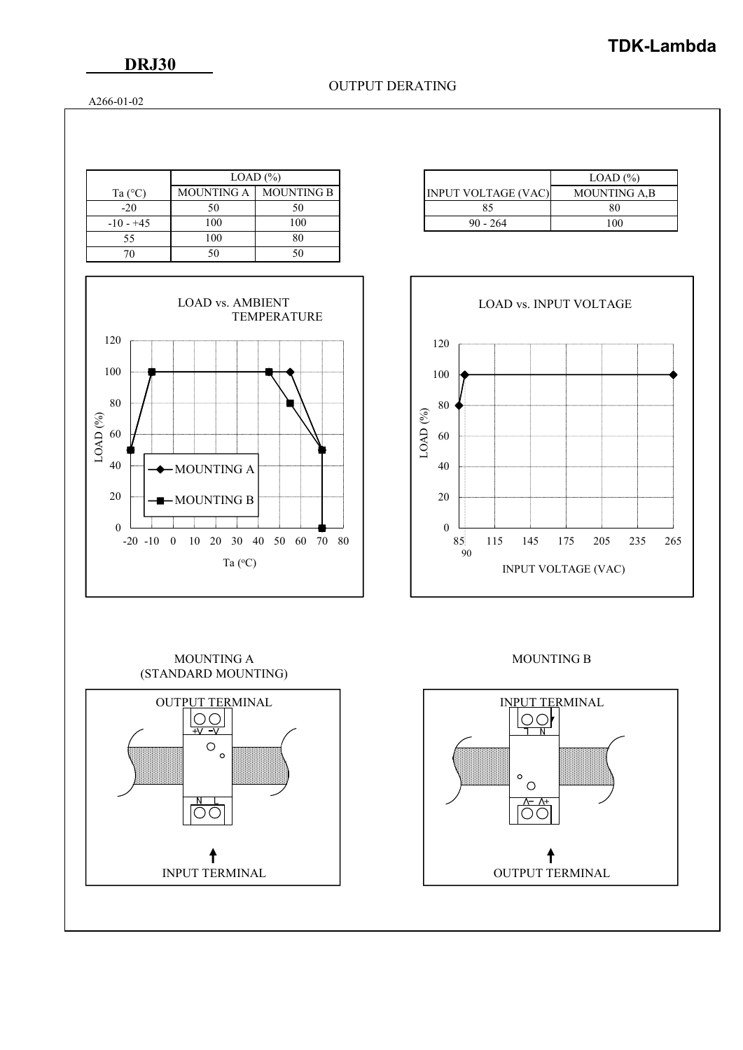# DRJ30

OUTPUT DERATING

A266-01-02

| | LOAD (%) | |
|---|---|---|
| Ta (°C) | MOUNTING A | MOUNTING B |
| -20 | 50 | 50 |
| -10 - +45 | 100 | 100 |
| 55 | 100 | 80 |
| 70 | 50 | 50 |

| | LOAD (%) |
|---|---|
| INPUT VOLTAGE (VAC) | MOUNTING A,B |
| 85 | 80 |
| 90 - 264 | 100 |

LOAD vs. AMBIENT TEMPERATURE

LOAD (%)

120
100
80
60
40
20
0

-20 -10 0 10 20 30 40 50 60 70 80

Ta (°C)

MOUNTING A
MOUNTING B

LOAD vs. INPUT VOLTAGE

LOAD (%)

120
100
80
60
40
20
0

85 90 115 145 175 205 235 265

INPUT VOLTAGE (VAC)

MOUNTING A
(STANDARD MOUNTING)

OUTPUT TERMINAL

+V -V

N L

INPUT TERMINAL

MOUNTING B

INPUT TERMINAL

L N

-V +V

OUTPUT TERMINAL